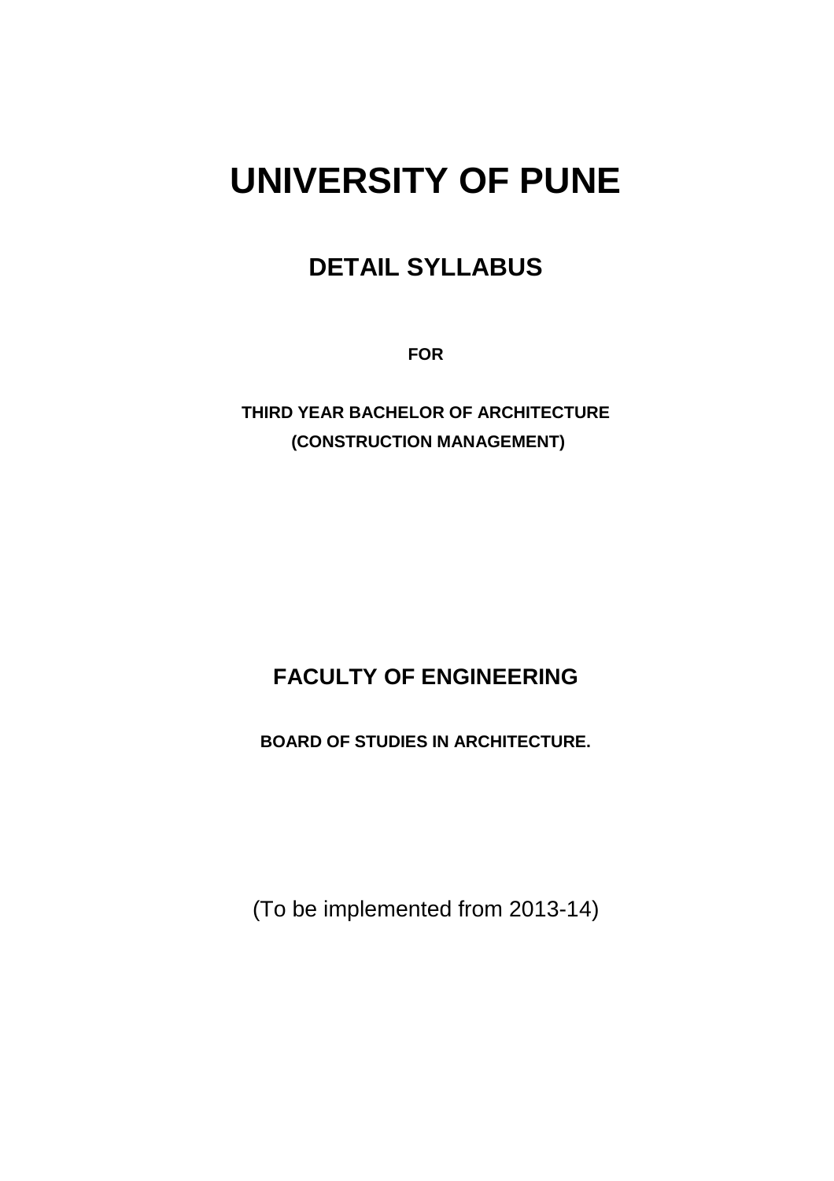# UNIVERSITY OF PUNE

## DETAIL SYLLABUS

**FOR**

**THIRD YEAR BACHELOR OF ARCHITECTURE**
**(CONSTRUCTION MANAGEMENT)**

## FACULTY OF ENGINEERING

**BOARD OF STUDIES IN ARCHITECTURE.**

(To be implemented from 2013-14)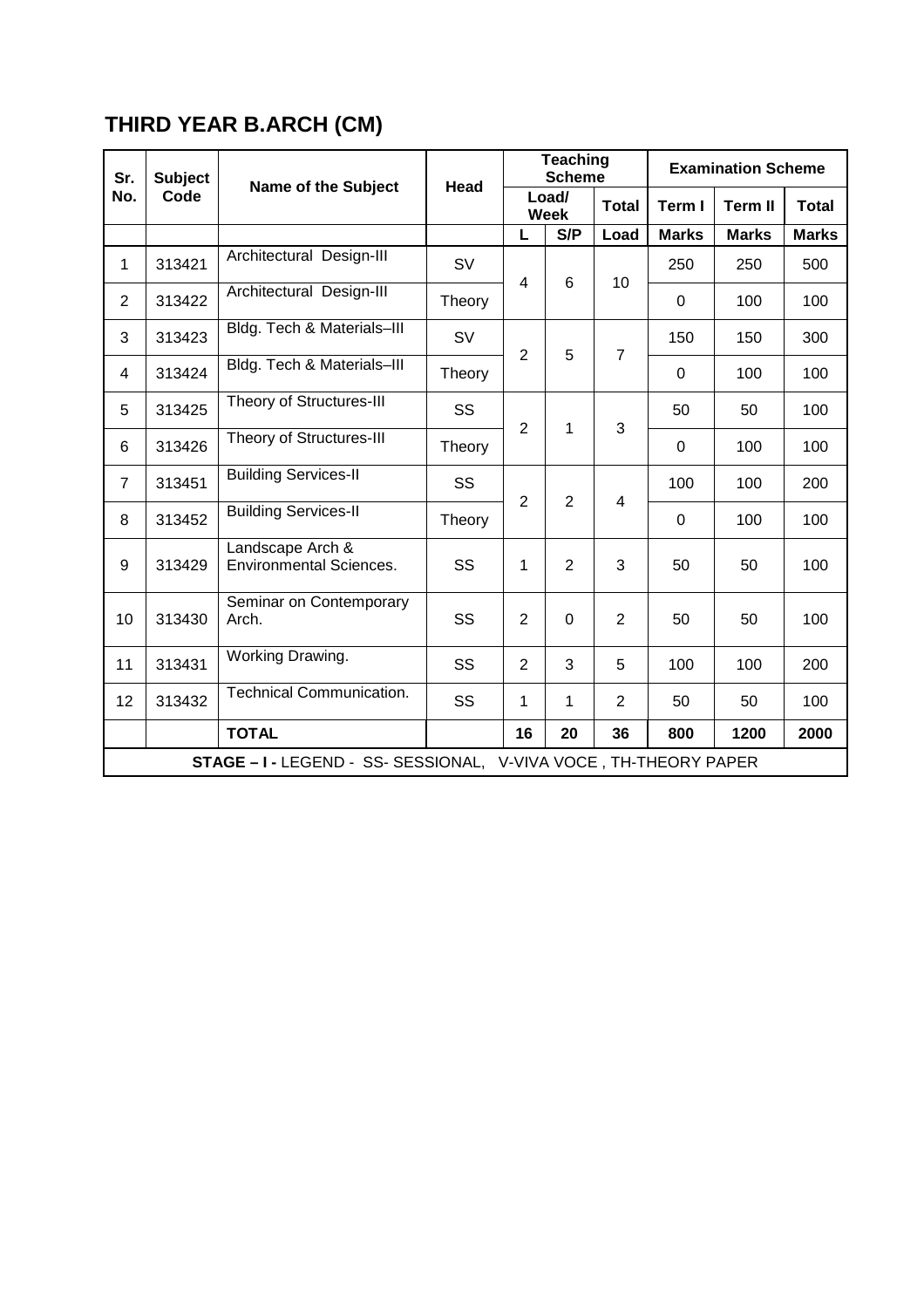# THIRD YEAR B.ARCH (CM)

| Sr. No. | Subject Code | Name of the Subject | Head | Teaching Scheme | | | Examination Scheme | | |
|---|---|---|---|---|---|---|---|---|---|
| | | | | Load/ Week | | Total | Term I | Term II | Total |
| | | | | L | S/P | Load | Marks | Marks | Marks |
| 1 | 313421 | Architectural Design-III | SV | 4 | 6 | 10 | 250 | 250 | 500 |
| 2 | 313422 | Architectural Design-III | Theory | | | | 0 | 100 | 100 |
| 3 | 313423 | Bldg. Tech & Materials–III | SV | 2 | 5 | 7 | 150 | 150 | 300 |
| 4 | 313424 | Bldg. Tech & Materials–III | Theory | | | | 0 | 100 | 100 |
| 5 | 313425 | Theory of Structures-III | SS | 2 | 1 | 3 | 50 | 50 | 100 |
| 6 | 313426 | Theory of Structures-III | Theory | | | | 0 | 100 | 100 |
| 7 | 313451 | Building Services-II | SS | 2 | 2 | 4 | 100 | 100 | 200 |
| 8 | 313452 | Building Services-II | Theory | | | | 0 | 100 | 100 |
| 9 | 313429 | Landscape Arch & Environmental Sciences. | SS | 1 | 2 | 3 | 50 | 50 | 100 |
| 10 | 313430 | Seminar on Contemporary Arch. | SS | 2 | 0 | 2 | 50 | 50 | 100 |
| 11 | 313431 | Working Drawing. | SS | 2 | 3 | 5 | 100 | 100 | 200 |
| 12 | 313432 | Technical Communication. | SS | 1 | 1 | 2 | 50 | 50 | 100 |
| | | **TOTAL** | | **16** | **20** | **36** | **800** | **1200** | **2000** |

**STAGE – I -** LEGEND - SS- SESSIONAL, V-VIVA VOCE , TH-THEORY PAPER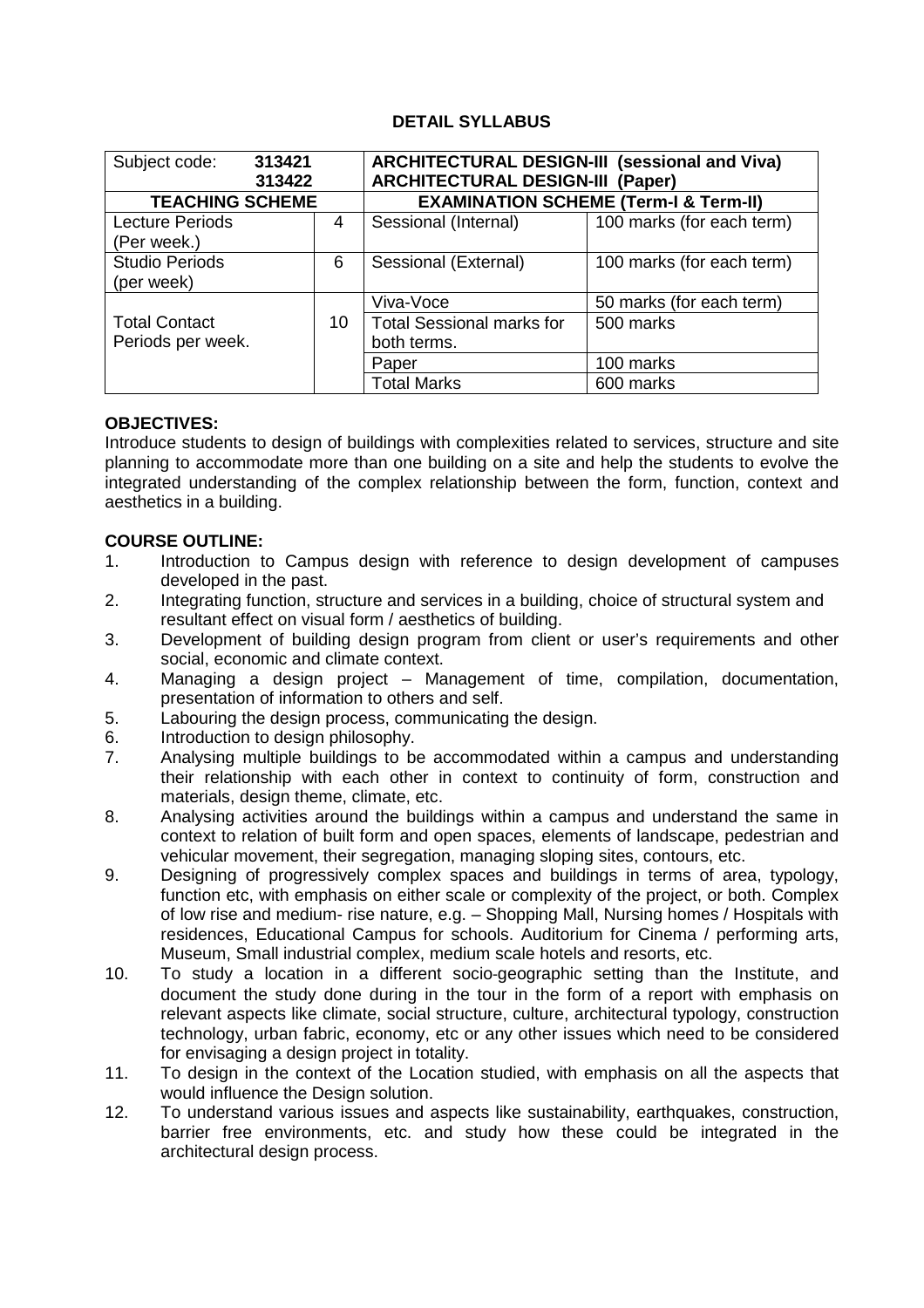**DETAIL SYLLABUS**

| Subject code: **313421** **313422** | | **ARCHITECTURAL DESIGN-III (sessional and Viva)** **ARCHITECTURAL DESIGN-III (Paper)** | |
|---|---|---|---|
| **TEACHING SCHEME** | | **EXAMINATION SCHEME (Term-I & Term-II)** | |
| Lecture Periods (Per week.) | 4 | Sessional (Internal) | 100 marks (for each term) |
| Studio Periods (per week) | 6 | Sessional (External) | 100 marks (for each term) |
| Total Contact Periods per week. | 10 | Viva-Voce | 50 marks (for each term) |
| | | Total Sessional marks for both terms. | 500 marks |
| | | Paper | 100 marks |
| | | Total Marks | 600 marks |

**OBJECTIVES:**

Introduce students to design of buildings with complexities related to services, structure and site planning to accommodate more than one building on a site and help the students to evolve the integrated understanding of the complex relationship between the form, function, context and aesthetics in a building.

**COURSE OUTLINE:**

1. Introduction to Campus design with reference to design development of campuses developed in the past.
2. Integrating function, structure and services in a building, choice of structural system and resultant effect on visual form / aesthetics of building.
3. Development of building design program from client or user's requirements and other social, economic and climate context.
4. Managing a design project – Management of time, compilation, documentation, presentation of information to others and self.
5. Labouring the design process, communicating the design.
6. Introduction to design philosophy.
7. Analysing multiple buildings to be accommodated within a campus and understanding their relationship with each other in context to continuity of form, construction and materials, design theme, climate, etc.
8. Analysing activities around the buildings within a campus and understand the same in context to relation of built form and open spaces, elements of landscape, pedestrian and vehicular movement, their segregation, managing sloping sites, contours, etc.
9. Designing of progressively complex spaces and buildings in terms of area, typology, function etc, with emphasis on either scale or complexity of the project, or both. Complex of low rise and medium- rise nature, e.g. – Shopping Mall, Nursing homes / Hospitals with residences, Educational Campus for schools. Auditorium for Cinema / performing arts, Museum, Small industrial complex, medium scale hotels and resorts, etc.
10. To study a location in a different socio-geographic setting than the Institute, and document the study done during in the tour in the form of a report with emphasis on relevant aspects like climate, social structure, culture, architectural typology, construction technology, urban fabric, economy, etc or any other issues which need to be considered for envisaging a design project in totality.
11. To design in the context of the Location studied, with emphasis on all the aspects that would influence the Design solution.
12. To understand various issues and aspects like sustainability, earthquakes, construction, barrier free environments, etc. and study how these could be integrated in the architectural design process.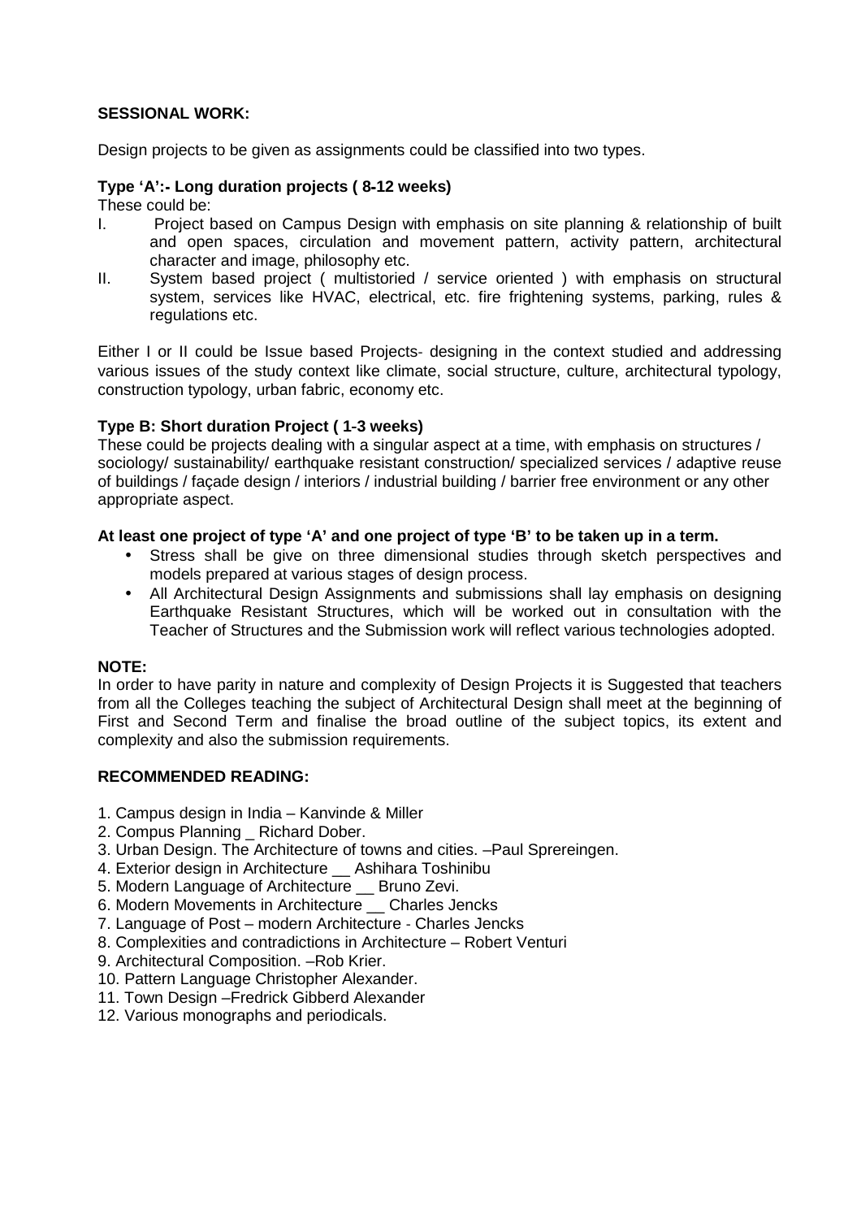**SESSIONAL WORK:**

Design projects to be given as assignments could be classified into two types.

**Type 'A':- Long duration projects ( 8-12 weeks)**

These could be:

I. Project based on Campus Design with emphasis on site planning & relationship of built and open spaces, circulation and movement pattern, activity pattern, architectural character and image, philosophy etc.

II. System based project ( multistoried / service oriented ) with emphasis on structural system, services like HVAC, electrical, etc. fire frightening systems, parking, rules & regulations etc.

Either I or II could be Issue based Projects- designing in the context studied and addressing various issues of the study context like climate, social structure, culture, architectural typology, construction typology, urban fabric, economy etc.

**Type B: Short duration Project ( 1-3 weeks)**

These could be projects dealing with a singular aspect at a time, with emphasis on structures / sociology/ sustainability/ earthquake resistant construction/ specialized services / adaptive reuse of buildings / façade design / interiors / industrial building / barrier free environment or any other appropriate aspect.

**At least one project of type 'A' and one project of type 'B' to be taken up in a term.**

- Stress shall be give on three dimensional studies through sketch perspectives and models prepared at various stages of design process.
- All Architectural Design Assignments and submissions shall lay emphasis on designing Earthquake Resistant Structures, which will be worked out in consultation with the Teacher of Structures and the Submission work will reflect various technologies adopted.

**NOTE:**

In order to have parity in nature and complexity of Design Projects it is Suggested that teachers from all the Colleges teaching the subject of Architectural Design shall meet at the beginning of First and Second Term and finalise the broad outline of the subject topics, its extent and complexity and also the submission requirements.

**RECOMMENDED READING:**

1. Campus design in India – Kanvinde & Miller
2. Compus Planning _ Richard Dober.
3. Urban Design. The Architecture of towns and cities. –Paul Sprereingen.
4. Exterior design in Architecture __ Ashihara Toshinibu
5. Modern Language of Architecture __ Bruno Zevi.
6. Modern Movements in Architecture __ Charles Jencks
7. Language of Post – modern Architecture - Charles Jencks
8. Complexities and contradictions in Architecture – Robert Venturi
9. Architectural Composition. –Rob Krier.
10. Pattern Language Christopher Alexander.
11. Town Design –Fredrick Gibberd Alexander
12. Various monographs and periodicals.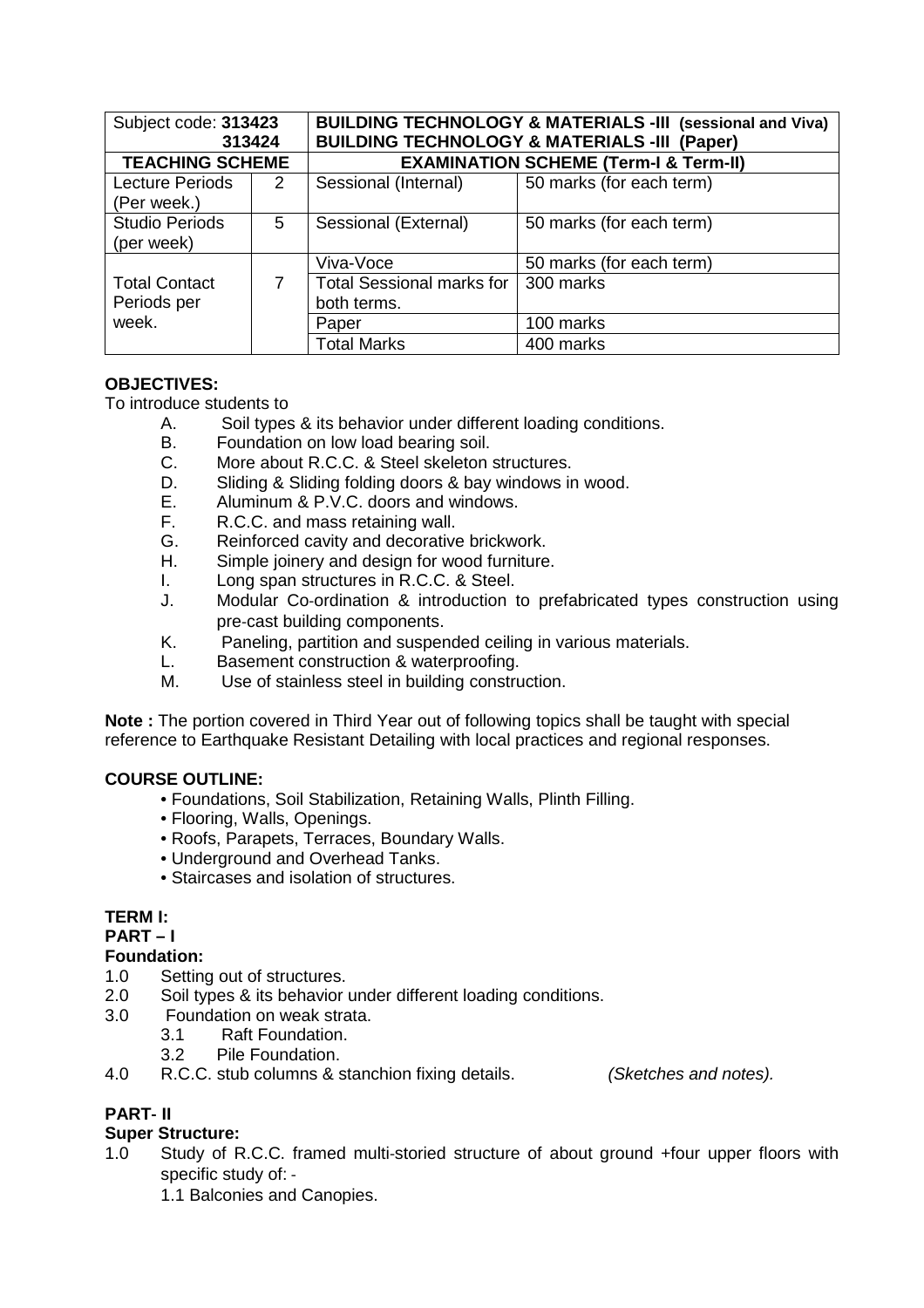| Subject code: **313423** **313424** | | **BUILDING TECHNOLOGY & MATERIALS -III (sessional and Viva)** **BUILDING TECHNOLOGY & MATERIALS -III (Paper)** | |
|---|---|---|---|
| **TEACHING SCHEME** | | **EXAMINATION SCHEME (Term-I & Term-II)** | |
| Lecture Periods (Per week.) | 2 | Sessional (Internal) | 50 marks (for each term) |
| Studio Periods (per week) | 5 | Sessional (External) | 50 marks (for each term) |
| Total Contact Periods per week. | 7 | Viva-Voce | 50 marks (for each term) |
| | | Total Sessional marks for both terms. | 300 marks |
| | | Paper | 100 marks |
| | | Total Marks | 400 marks |

**OBJECTIVES:**

To introduce students to

- A. Soil types & its behavior under different loading conditions.
- B. Foundation on low load bearing soil.
- C. More about R.C.C. & Steel skeleton structures.
- D. Sliding & Sliding folding doors & bay windows in wood.
- E. Aluminum & P.V.C. doors and windows.
- F. R.C.C. and mass retaining wall.
- G. Reinforced cavity and decorative brickwork.
- H. Simple joinery and design for wood furniture.
- I. Long span structures in R.C.C. & Steel.
- J. Modular Co-ordination & introduction to prefabricated types construction using pre-cast building components.
- K. Paneling, partition and suspended ceiling in various materials.
- L. Basement construction & waterproofing.
- M. Use of stainless steel in building construction.

**Note :** The portion covered in Third Year out of following topics shall be taught with special reference to Earthquake Resistant Detailing with local practices and regional responses.

**COURSE OUTLINE:**

- Foundations, Soil Stabilization, Retaining Walls, Plinth Filling.
- Flooring, Walls, Openings.
- Roofs, Parapets, Terraces, Boundary Walls.
- Underground and Overhead Tanks.
- Staircases and isolation of structures.

**TERM I:**

**PART – I**

**Foundation:**

1.0 Setting out of structures.

2.0 Soil types & its behavior under different loading conditions.

3.0 Foundation on weak strata.

  3.1 Raft Foundation.

  3.2 Pile Foundation.

4.0 R.C.C. stub columns & stanchion fixing details. *(Sketches and notes).*

**PART- II**

**Super Structure:**

1.0 Study of R.C.C. framed multi-storied structure of about ground +four upper floors with specific study of: -

  1.1 Balconies and Canopies.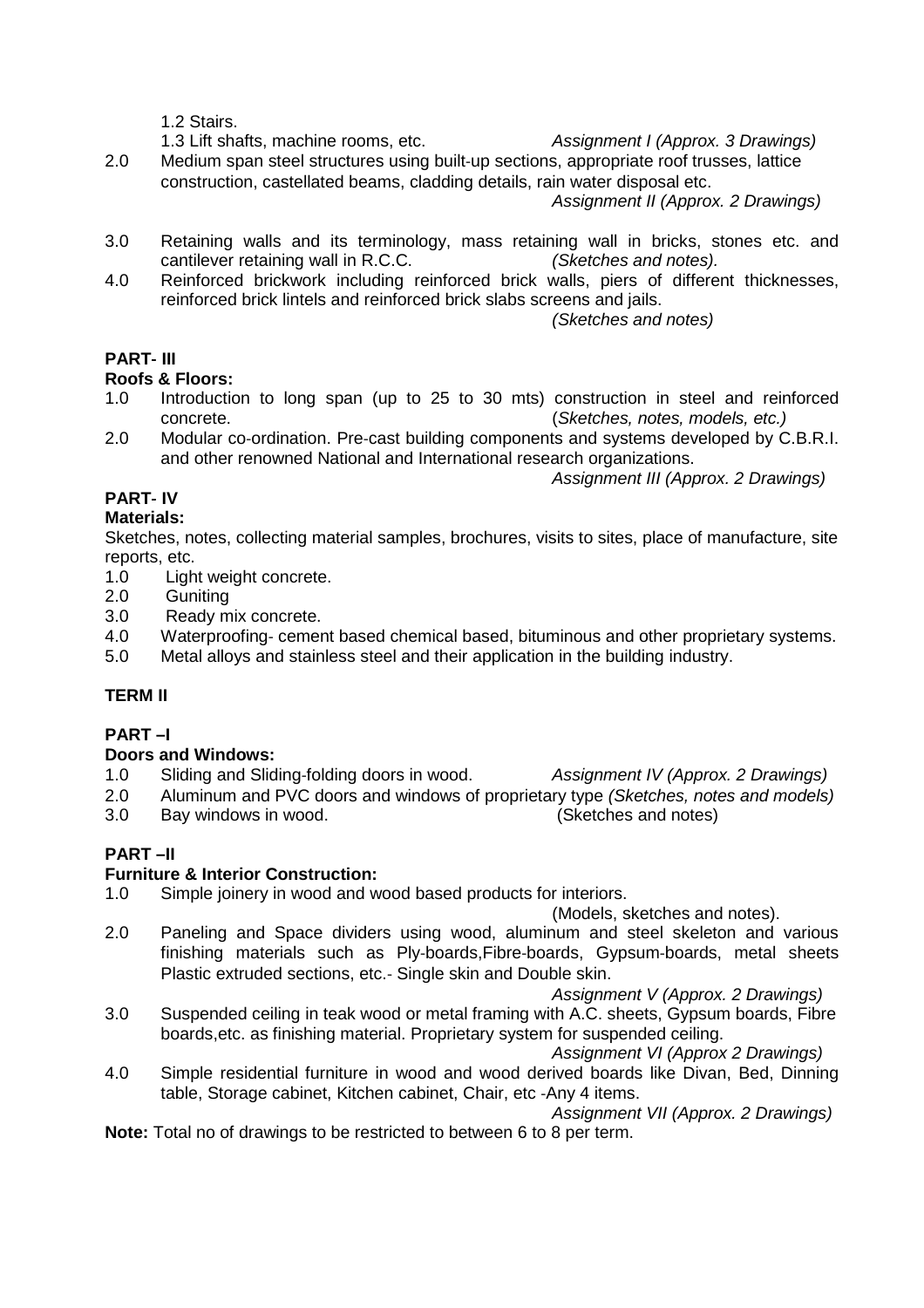1.2 Stairs.

1.3 Lift shafts, machine rooms, etc. *Assignment I (Approx. 3 Drawings)*

2.0 Medium span steel structures using built-up sections, appropriate roof trusses, lattice construction, castellated beams, cladding details, rain water disposal etc. *Assignment II (Approx. 2 Drawings)*

3.0 Retaining walls and its terminology, mass retaining wall in bricks, stones etc. and cantilever retaining wall in R.C.C. *(Sketches and notes).*

4.0 Reinforced brickwork including reinforced brick walls, piers of different thicknesses, reinforced brick lintels and reinforced brick slabs screens and jails. *(Sketches and notes)*

**PART- III**

**Roofs & Floors:**

1.0 Introduction to long span (up to 25 to 30 mts) construction in steel and reinforced concrete. (*Sketches, notes, models, etc.)*

2.0 Modular co-ordination. Pre-cast building components and systems developed by C.B.R.I. and other renowned National and International research organizations. *Assignment III (Approx. 2 Drawings)*

**PART- IV**

**Materials:**

Sketches, notes, collecting material samples, brochures, visits to sites, place of manufacture, site reports, etc.

1.0 Light weight concrete.

2.0 Guniting

3.0 Ready mix concrete.

4.0 Waterproofing- cement based chemical based, bituminous and other proprietary systems.

5.0 Metal alloys and stainless steel and their application in the building industry.

**TERM II**

**PART –I**

**Doors and Windows:**

1.0 Sliding and Sliding-folding doors in wood. *Assignment IV (Approx. 2 Drawings)*

2.0 Aluminum and PVC doors and windows of proprietary type *(Sketches, notes and models)*

3.0 Bay windows in wood. (Sketches and notes)

**PART –II**

**Furniture & Interior Construction:**

1.0 Simple joinery in wood and wood based products for interiors. (Models, sketches and notes).

2.0 Paneling and Space dividers using wood, aluminum and steel skeleton and various finishing materials such as Ply-boards,Fibre-boards, Gypsum-boards, metal sheets Plastic extruded sections, etc.- Single skin and Double skin. *Assignment V (Approx. 2 Drawings)*

3.0 Suspended ceiling in teak wood or metal framing with A.C. sheets, Gypsum boards, Fibre boards,etc. as finishing material. Proprietary system for suspended ceiling. *Assignment VI (Approx 2 Drawings)*

4.0 Simple residential furniture in wood and wood derived boards like Divan, Bed, Dinning table, Storage cabinet, Kitchen cabinet, Chair, etc -Any 4 items. *Assignment VII (Approx. 2 Drawings)*

**Note:** Total no of drawings to be restricted to between 6 to 8 per term.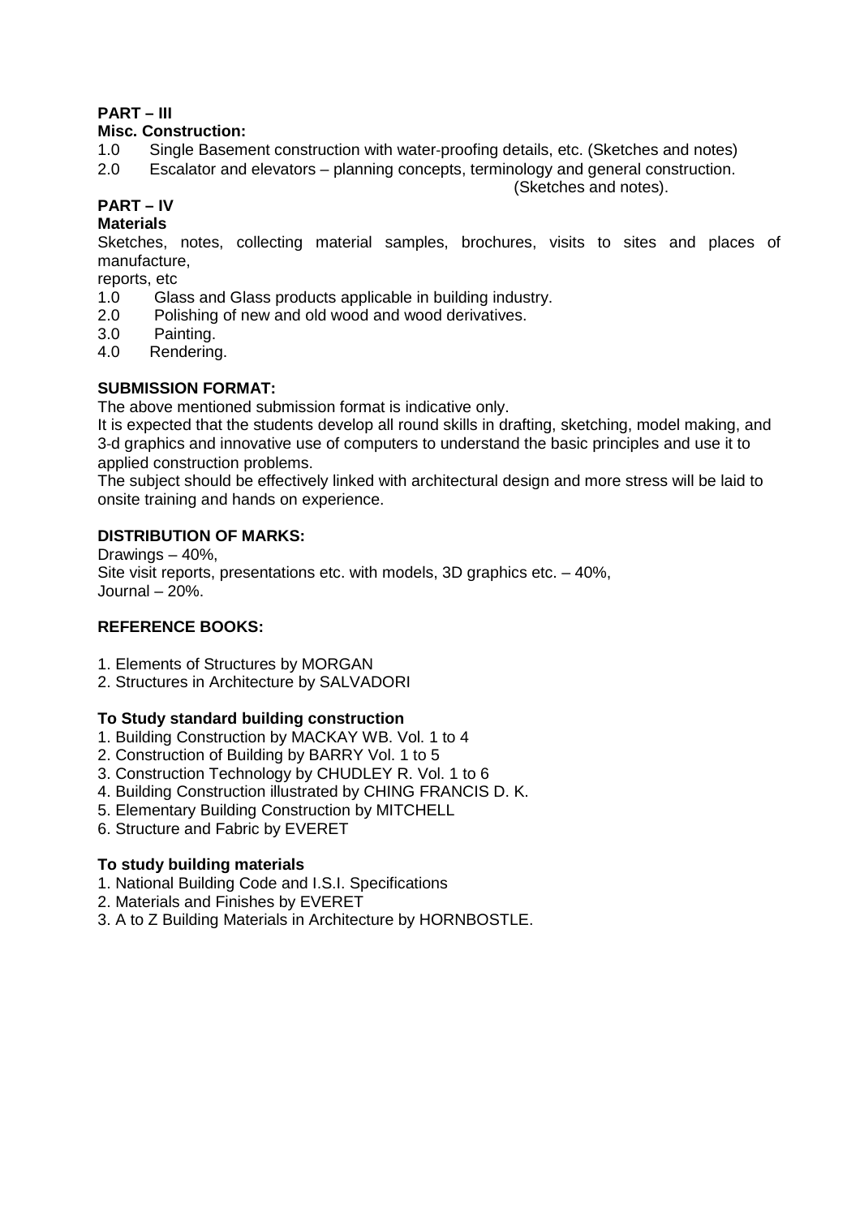**PART – III**

**Misc. Construction:**

1.0 Single Basement construction with water-proofing details, etc. (Sketches and notes)

2.0 Escalator and elevators – planning concepts, terminology and general construction. (Sketches and notes).

**PART – IV**

**Materials**

Sketches, notes, collecting material samples, brochures, visits to sites and places of manufacture,
reports, etc

1.0 Glass and Glass products applicable in building industry.

2.0 Polishing of new and old wood and wood derivatives.

3.0 Painting.

4.0 Rendering.

**SUBMISSION FORMAT:**

The above mentioned submission format is indicative only.

It is expected that the students develop all round skills in drafting, sketching, model making, and 3-d graphics and innovative use of computers to understand the basic principles and use it to applied construction problems.

The subject should be effectively linked with architectural design and more stress will be laid to onsite training and hands on experience.

**DISTRIBUTION OF MARKS:**

Drawings – 40%,
Site visit reports, presentations etc. with models, 3D graphics etc. – 40%,
Journal – 20%.

**REFERENCE BOOKS:**

1. Elements of Structures by MORGAN
2. Structures in Architecture by SALVADORI

**To Study standard building construction**

1. Building Construction by MACKAY WB. Vol. 1 to 4
2. Construction of Building by BARRY Vol. 1 to 5
3. Construction Technology by CHUDLEY R. Vol. 1 to 6
4. Building Construction illustrated by CHING FRANCIS D. K.
5. Elementary Building Construction by MITCHELL
6. Structure and Fabric by EVERET

**To study building materials**

1. National Building Code and I.S.I. Specifications
2. Materials and Finishes by EVERET
3. A to Z Building Materials in Architecture by HORNBOSTLE.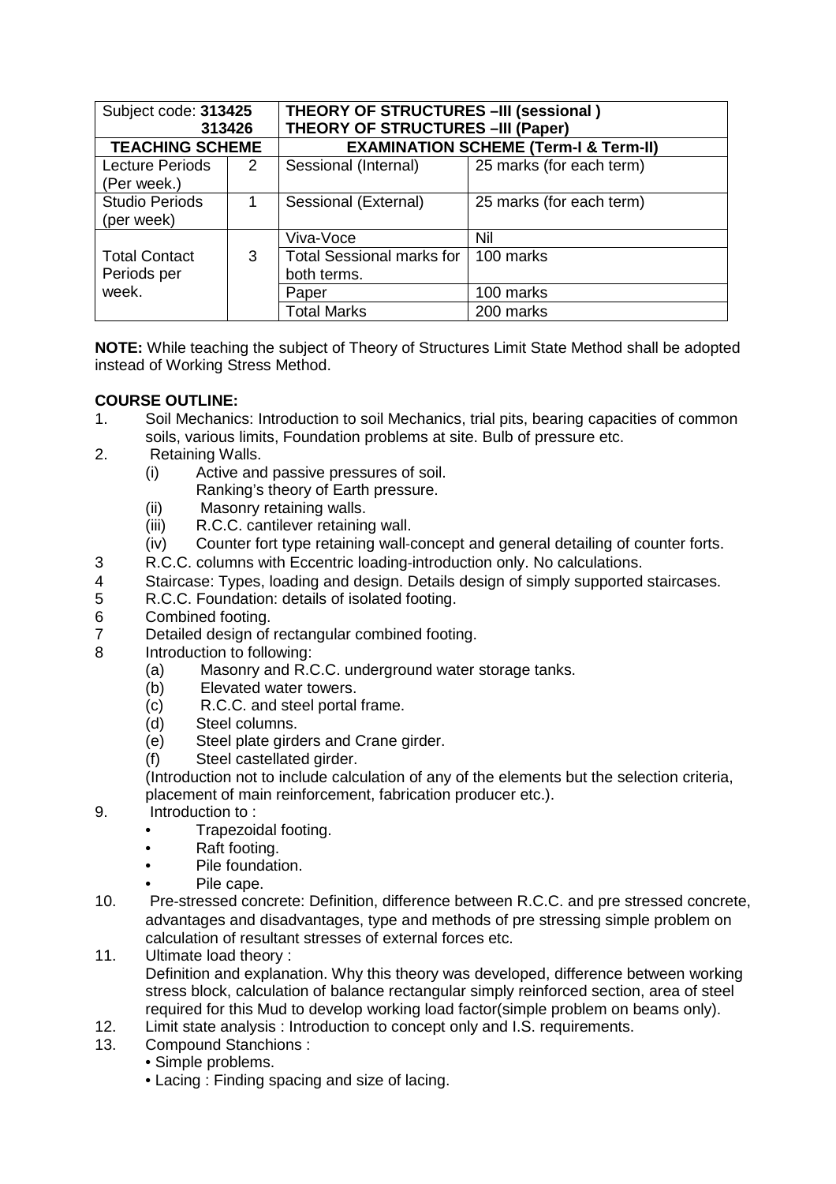| Subject code: **313425** **313426** | | **THEORY OF STRUCTURES –III (sessional)** **THEORY OF STRUCTURES –III (Paper)** | |
|---|---|---|---|
| **TEACHING SCHEME** | | **EXAMINATION SCHEME (Term-I & Term-II)** | |
| Lecture Periods (Per week.) | 2 | Sessional (Internal) | 25 marks (for each term) |
| Studio Periods (per week) | 1 | Sessional (External) | 25 marks (for each term) |
| Total Contact Periods per week. | 3 | Viva-Voce | Nil |
| | | Total Sessional marks for both terms. | 100 marks |
| | | Paper | 100 marks |
| | | Total Marks | 200 marks |

**NOTE:** While teaching the subject of Theory of Structures Limit State Method shall be adopted instead of Working Stress Method.

**COURSE OUTLINE:**

1. Soil Mechanics: Introduction to soil Mechanics, trial pits, bearing capacities of common soils, various limits, Foundation problems at site. Bulb of pressure etc.
2. Retaining Walls.
   - (i) Active and passive pressures of soil. Ranking's theory of Earth pressure.
   - (ii) Masonry retaining walls.
   - (iii) R.C.C. cantilever retaining wall.
   - (iv) Counter fort type retaining wall-concept and general detailing of counter forts.
3. R.C.C. columns with Eccentric loading-introduction only. No calculations.
4. Staircase: Types, loading and design. Details design of simply supported staircases.
5. R.C.C. Foundation: details of isolated footing.
6. Combined footing.
7. Detailed design of rectangular combined footing.
8. Introduction to following:
   - (a) Masonry and R.C.C. underground water storage tanks.
   - (b) Elevated water towers.
   - (c) R.C.C. and steel portal frame.
   - (d) Steel columns.
   - (e) Steel plate girders and Crane girder.
   - (f) Steel castellated girder.

   (Introduction not to include calculation of any of the elements but the selection criteria, placement of main reinforcement, fabrication producer etc.).
9. Introduction to :
   - Trapezoidal footing.
   - Raft footing.
   - Pile foundation.
   - Pile cape.
10. Pre-stressed concrete: Definition, difference between R.C.C. and pre stressed concrete, advantages and disadvantages, type and methods of pre stressing simple problem on calculation of resultant stresses of external forces etc.
11. Ultimate load theory :
    Definition and explanation. Why this theory was developed, difference between working stress block, calculation of balance rectangular simply reinforced section, area of steel required for this Mud to develop working load factor(simple problem on beams only).
12. Limit state analysis : Introduction to concept only and I.S. requirements.
13. Compound Stanchions :
    - Simple problems.
    - Lacing : Finding spacing and size of lacing.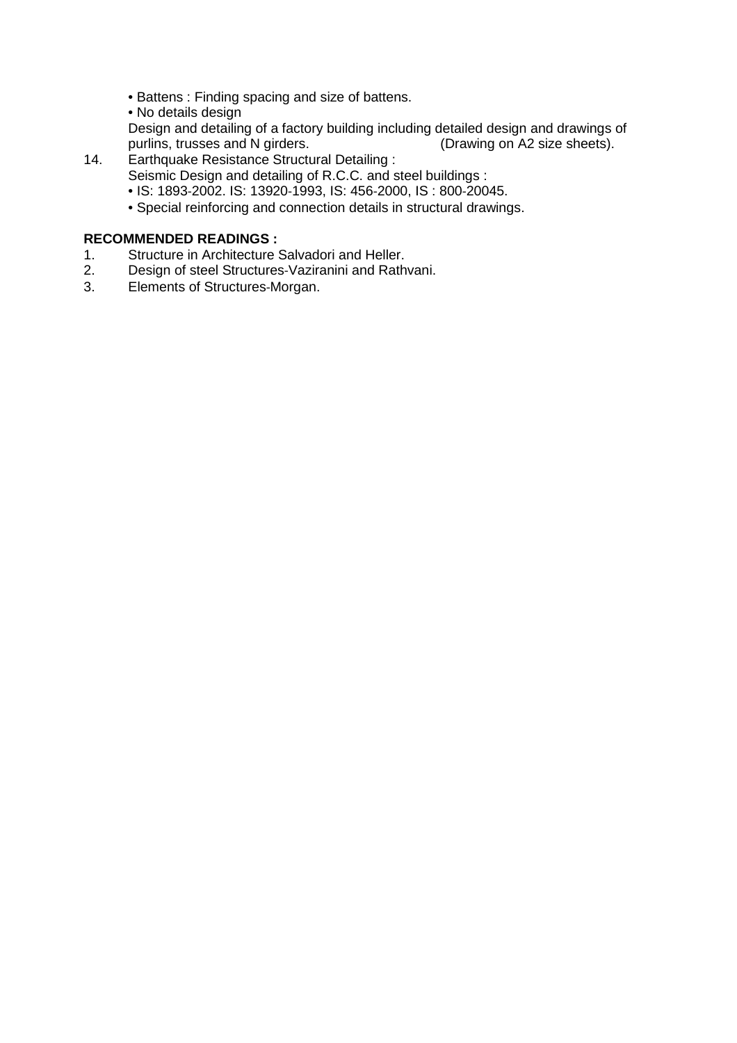- Battens : Finding spacing and size of battens.
- No details design

Design and detailing of a factory building including detailed design and drawings of purlins, trusses and N girders. (Drawing on A2 size sheets).

14. Earthquake Resistance Structural Detailing :

    Seismic Design and detailing of R.C.C. and steel buildings :

    - IS: 1893-2002. IS: 13920-1993, IS: 456-2000, IS : 800-20045.
    - Special reinforcing and connection details in structural drawings.

**RECOMMENDED READINGS :**

1. Structure in Architecture Salvadori and Heller.
2. Design of steel Structures-Vaziranini and Rathvani.
3. Elements of Structures-Morgan.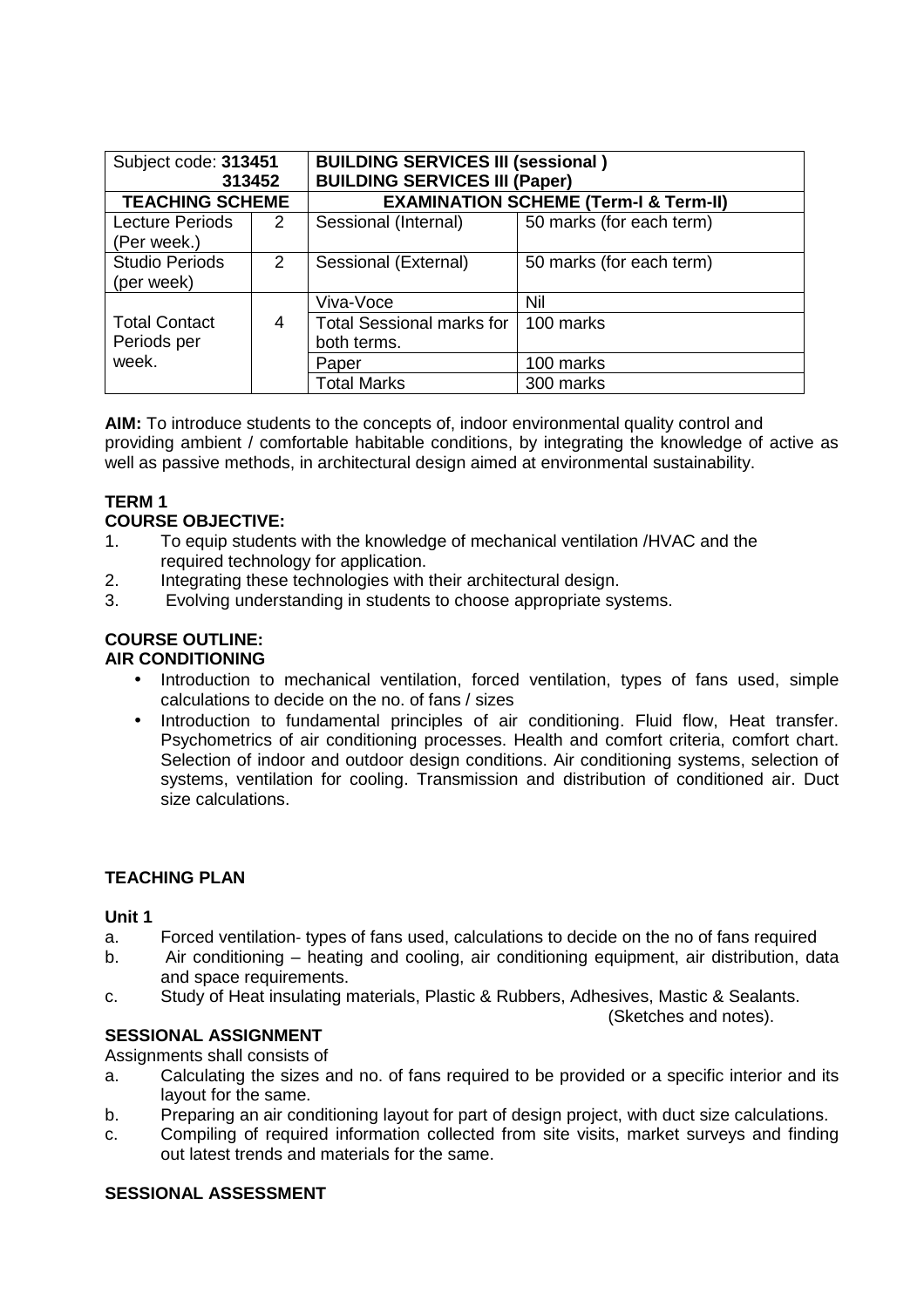| Subject code: **313451** **313452** | | **BUILDING SERVICES III (sessional )** **BUILDING SERVICES III (Paper)** | |
|---|---|---|---|
| **TEACHING SCHEME** | | **EXAMINATION SCHEME (Term-I & Term-II)** | |
| Lecture Periods (Per week.) | 2 | Sessional (Internal) | 50 marks (for each term) |
| Studio Periods (per week) | 2 | Sessional (External) | 50 marks (for each term) |
| Total Contact Periods per week. | 4 | Viva-Voce | Nil |
| | | Total Sessional marks for both terms. | 100 marks |
| | | Paper | 100 marks |
| | | Total Marks | 300 marks |

**AIM:** To introduce students to the concepts of, indoor environmental quality control and providing ambient / comfortable habitable conditions, by integrating the knowledge of active as well as passive methods, in architectural design aimed at environmental sustainability.

**TERM 1**

**COURSE OBJECTIVE:**

1. To equip students with the knowledge of mechanical ventilation /HVAC and the required technology for application.
2. Integrating these technologies with their architectural design.
3. Evolving understanding in students to choose appropriate systems.

**COURSE OUTLINE:**

**AIR CONDITIONING**

- Introduction to mechanical ventilation, forced ventilation, types of fans used, simple calculations to decide on the no. of fans / sizes
- Introduction to fundamental principles of air conditioning. Fluid flow, Heat transfer. Psychometrics of air conditioning processes. Health and comfort criteria, comfort chart. Selection of indoor and outdoor design conditions. Air conditioning systems, selection of systems, ventilation for cooling. Transmission and distribution of conditioned air. Duct size calculations.

**TEACHING PLAN**

**Unit 1**

a. Forced ventilation- types of fans used, calculations to decide on the no of fans required
b. Air conditioning – heating and cooling, air conditioning equipment, air distribution, data and space requirements.
c. Study of Heat insulating materials, Plastic & Rubbers, Adhesives, Mastic & Sealants. (Sketches and notes).

**SESSIONAL ASSIGNMENT**

Assignments shall consists of

a. Calculating the sizes and no. of fans required to be provided or a specific interior and its layout for the same.
b. Preparing an air conditioning layout for part of design project, with duct size calculations.
c. Compiling of required information collected from site visits, market surveys and finding out latest trends and materials for the same.

**SESSIONAL ASSESSMENT**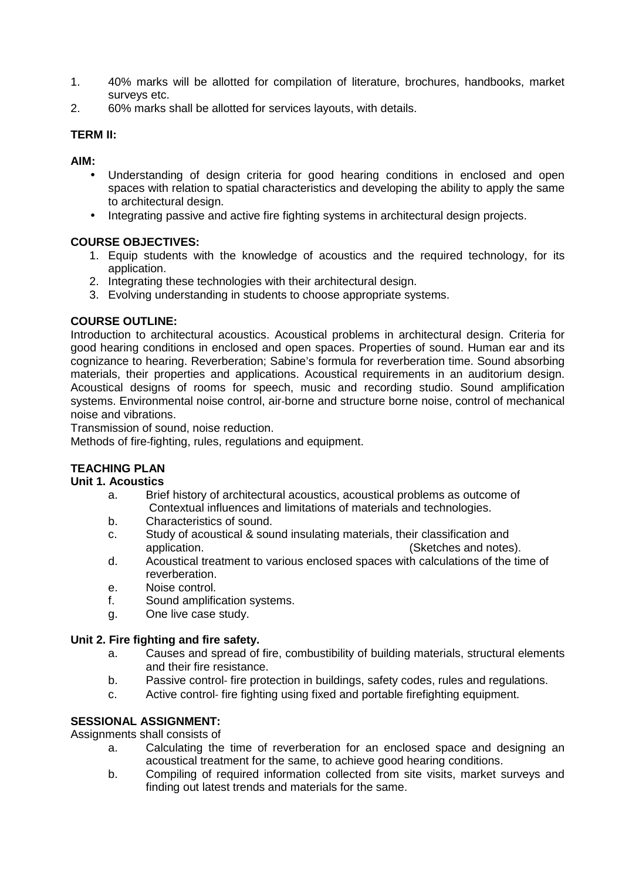1. 40% marks will be allotted for compilation of literature, brochures, handbooks, market surveys etc.
2. 60% marks shall be allotted for services layouts, with details.

**TERM II:**

**AIM:**

- Understanding of design criteria for good hearing conditions in enclosed and open spaces with relation to spatial characteristics and developing the ability to apply the same to architectural design.
- Integrating passive and active fire fighting systems in architectural design projects.

**COURSE OBJECTIVES:**

1. Equip students with the knowledge of acoustics and the required technology, for its application.
2. Integrating these technologies with their architectural design.
3. Evolving understanding in students to choose appropriate systems.

**COURSE OUTLINE:**

Introduction to architectural acoustics. Acoustical problems in architectural design. Criteria for good hearing conditions in enclosed and open spaces. Properties of sound. Human ear and its cognizance to hearing. Reverberation; Sabine's formula for reverberation time. Sound absorbing materials, their properties and applications. Acoustical requirements in an auditorium design. Acoustical designs of rooms for speech, music and recording studio. Sound amplification systems. Environmental noise control, air-borne and structure borne noise, control of mechanical noise and vibrations.

Transmission of sound, noise reduction.

Methods of fire-fighting, rules, regulations and equipment.

**TEACHING PLAN**

**Unit 1. Acoustics**

a. Brief history of architectural acoustics, acoustical problems as outcome of Contextual influences and limitations of materials and technologies.
b. Characteristics of sound.
c. Study of acoustical & sound insulating materials, their classification and application. (Sketches and notes).
d. Acoustical treatment to various enclosed spaces with calculations of the time of reverberation.
e. Noise control.
f. Sound amplification systems.
g. One live case study.

**Unit 2. Fire fighting and fire safety.**

a. Causes and spread of fire, combustibility of building materials, structural elements and their fire resistance.
b. Passive control- fire protection in buildings, safety codes, rules and regulations.
c. Active control- fire fighting using fixed and portable firefighting equipment.

**SESSIONAL ASSIGNMENT:**

Assignments shall consists of

a. Calculating the time of reverberation for an enclosed space and designing an acoustical treatment for the same, to achieve good hearing conditions.
b. Compiling of required information collected from site visits, market surveys and finding out latest trends and materials for the same.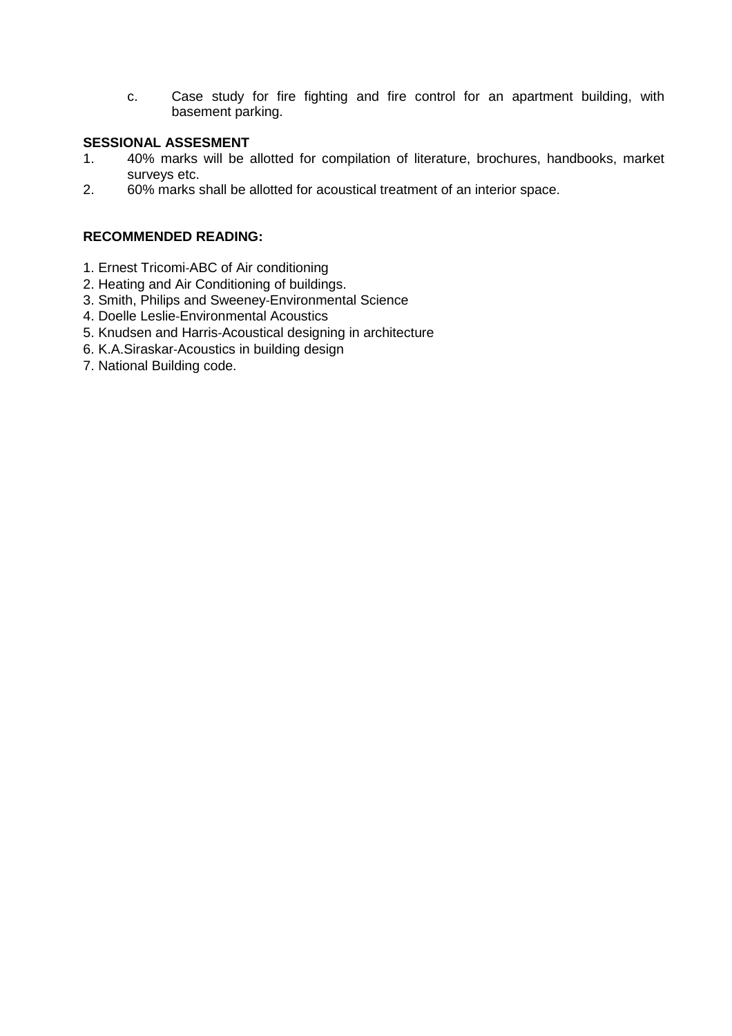c. Case study for fire fighting and fire control for an apartment building, with basement parking.

**SESSIONAL ASSESMENT**

1. 40% marks will be allotted for compilation of literature, brochures, handbooks, market surveys etc.
2. 60% marks shall be allotted for acoustical treatment of an interior space.

**RECOMMENDED READING:**

1. Ernest Tricomi-ABC of Air conditioning
2. Heating and Air Conditioning of buildings.
3. Smith, Philips and Sweeney-Environmental Science
4. Doelle Leslie-Environmental Acoustics
5. Knudsen and Harris-Acoustical designing in architecture
6. K.A.Siraskar-Acoustics in building design
7. National Building code.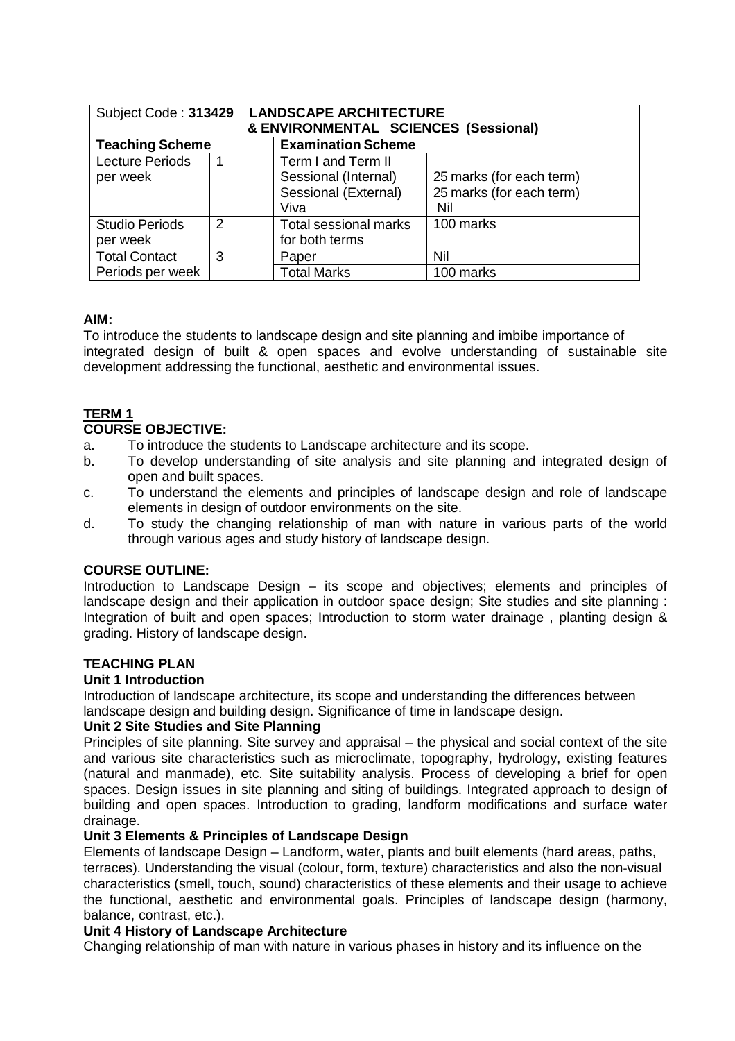| Subject Code : **313429 LANDSCAPE ARCHITECTURE & ENVIRONMENTAL SCIENCES (Sessional)** | | | |
|---|---|---|---|
| **Teaching Scheme** | | **Examination Scheme** | |
| Lecture Periods per week | 1 | Term I and Term II<br>Sessional (Internal)<br>Sessional (External)<br>Viva | <br>25 marks (for each term)<br>25 marks (for each term)<br>Nil |
| Studio Periods per week | 2 | Total sessional marks for both terms | 100 marks |
| Total Contact Periods per week | 3 | Paper | Nil |
| | | Total Marks | 100 marks |

**AIM:**

To introduce the students to landscape design and site planning and imbibe importance of integrated design of built & open spaces and evolve understanding of sustainable site development addressing the functional, aesthetic and environmental issues.

**TERM 1**

**COURSE OBJECTIVE:**

a. To introduce the students to Landscape architecture and its scope.
b. To develop understanding of site analysis and site planning and integrated design of open and built spaces.
c. To understand the elements and principles of landscape design and role of landscape elements in design of outdoor environments on the site.
d. To study the changing relationship of man with nature in various parts of the world through various ages and study history of landscape design.

**COURSE OUTLINE:**

Introduction to Landscape Design – its scope and objectives; elements and principles of landscape design and their application in outdoor space design; Site studies and site planning : Integration of built and open spaces; Introduction to storm water drainage , planting design & grading. History of landscape design.

**TEACHING PLAN**

**Unit 1 Introduction**

Introduction of landscape architecture, its scope and understanding the differences between landscape design and building design. Significance of time in landscape design.

**Unit 2 Site Studies and Site Planning**

Principles of site planning. Site survey and appraisal – the physical and social context of the site and various site characteristics such as microclimate, topography, hydrology, existing features (natural and manmade), etc. Site suitability analysis. Process of developing a brief for open spaces. Design issues in site planning and siting of buildings. Integrated approach to design of building and open spaces. Introduction to grading, landform modifications and surface water drainage.

**Unit 3 Elements & Principles of Landscape Design**

Elements of landscape Design – Landform, water, plants and built elements (hard areas, paths, terraces). Understanding the visual (colour, form, texture) characteristics and also the non-visual characteristics (smell, touch, sound) characteristics of these elements and their usage to achieve the functional, aesthetic and environmental goals. Principles of landscape design (harmony, balance, contrast, etc.).

**Unit 4 History of Landscape Architecture**

Changing relationship of man with nature in various phases in history and its influence on the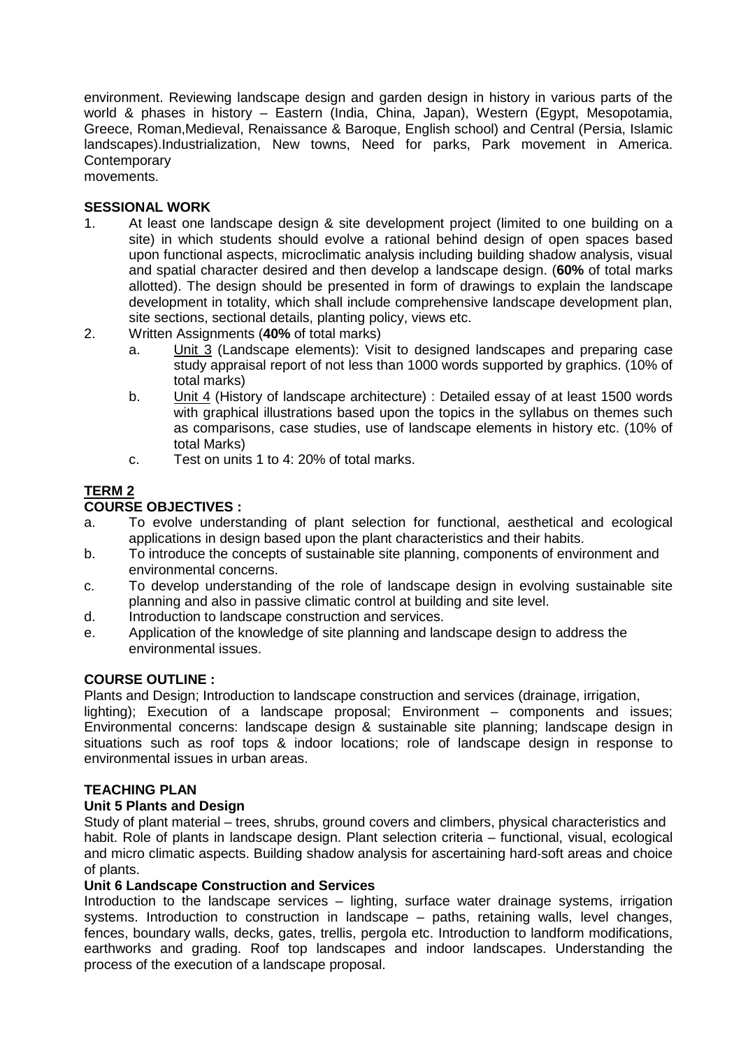environment. Reviewing landscape design and garden design in history in various parts of the world & phases in history – Eastern (India, China, Japan), Western (Egypt, Mesopotamia, Greece, Roman,Medieval, Renaissance & Baroque, English school) and Central (Persia, Islamic landscapes).Industrialization, New towns, Need for parks, Park movement in America. Contemporary
movements.

**SESSIONAL WORK**

1. At least one landscape design & site development project (limited to one building on a site) in which students should evolve a rational behind design of open spaces based upon functional aspects, microclimatic analysis including building shadow analysis, visual and spatial character desired and then develop a landscape design. (**60%** of total marks allotted). The design should be presented in form of drawings to explain the landscape development in totality, which shall include comprehensive landscape development plan, site sections, sectional details, planting policy, views etc.
2. Written Assignments (**40%** of total marks)
   a. Unit 3 (Landscape elements): Visit to designed landscapes and preparing case study appraisal report of not less than 1000 words supported by graphics. (10% of total marks)
   b. Unit 4 (History of landscape architecture) : Detailed essay of at least 1500 words with graphical illustrations based upon the topics in the syllabus on themes such as comparisons, case studies, use of landscape elements in history etc. (10% of total Marks)
   c. Test on units 1 to 4: 20% of total marks.

## TERM 2

**COURSE OBJECTIVES :**

a. To evolve understanding of plant selection for functional, aesthetical and ecological applications in design based upon the plant characteristics and their habits.
b. To introduce the concepts of sustainable site planning, components of environment and environmental concerns.
c. To develop understanding of the role of landscape design in evolving sustainable site planning and also in passive climatic control at building and site level.
d. Introduction to landscape construction and services.
e. Application of the knowledge of site planning and landscape design to address the environmental issues.

**COURSE OUTLINE :**

Plants and Design; Introduction to landscape construction and services (drainage, irrigation, lighting); Execution of a landscape proposal; Environment – components and issues; Environmental concerns: landscape design & sustainable site planning; landscape design in situations such as roof tops & indoor locations; role of landscape design in response to environmental issues in urban areas.

**TEACHING PLAN**

**Unit 5 Plants and Design**

Study of plant material – trees, shrubs, ground covers and climbers, physical characteristics and habit. Role of plants in landscape design. Plant selection criteria – functional, visual, ecological and micro climatic aspects. Building shadow analysis for ascertaining hard-soft areas and choice of plants.

**Unit 6 Landscape Construction and Services**

Introduction to the landscape services – lighting, surface water drainage systems, irrigation systems. Introduction to construction in landscape – paths, retaining walls, level changes, fences, boundary walls, decks, gates, trellis, pergola etc. Introduction to landform modifications, earthworks and grading. Roof top landscapes and indoor landscapes. Understanding the process of the execution of a landscape proposal.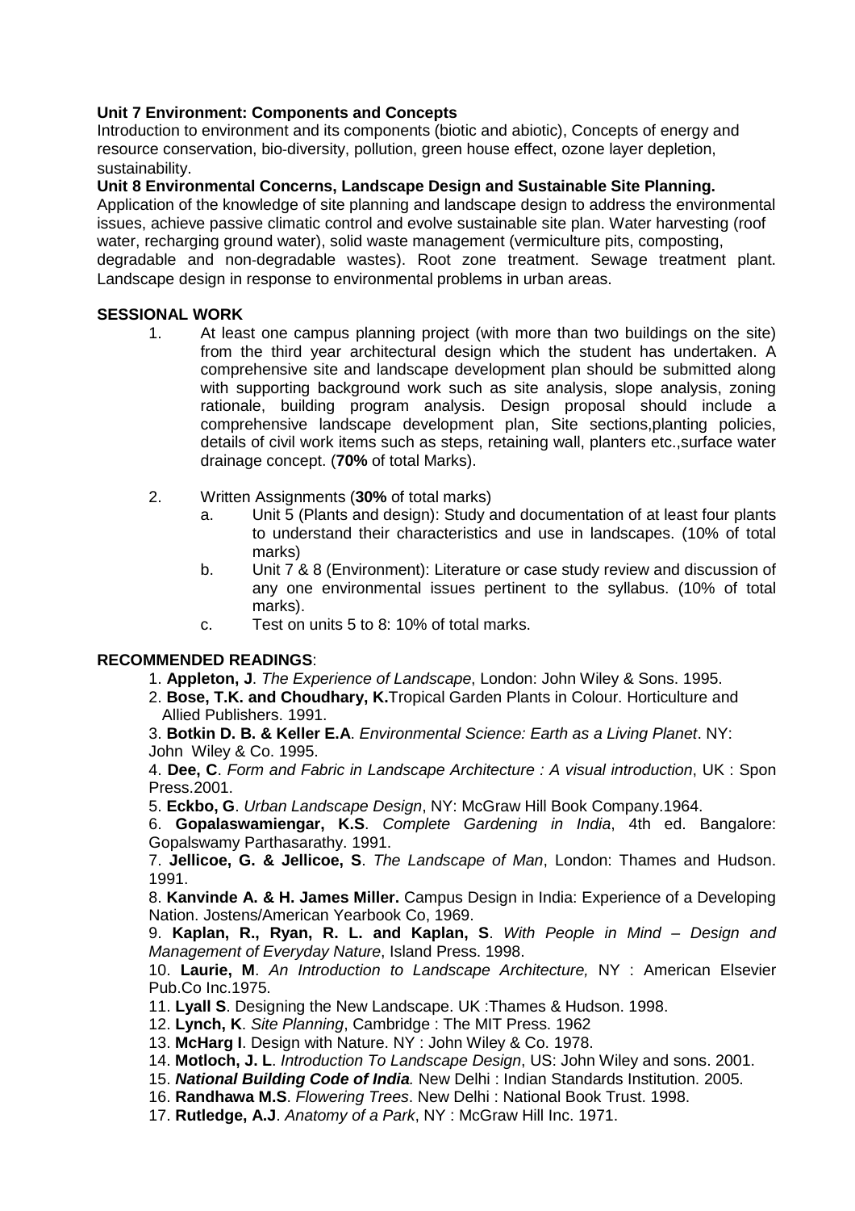**Unit 7 Environment: Components and Concepts**

Introduction to environment and its components (biotic and abiotic), Concepts of energy and resource conservation, bio-diversity, pollution, green house effect, ozone layer depletion, sustainability.

**Unit 8 Environmental Concerns, Landscape Design and Sustainable Site Planning.**

Application of the knowledge of site planning and landscape design to address the environmental issues, achieve passive climatic control and evolve sustainable site plan. Water harvesting (roof water, recharging ground water), solid waste management (vermiculture pits, composting, degradable and non-degradable wastes). Root zone treatment. Sewage treatment plant. Landscape design in response to environmental problems in urban areas.

**SESSIONAL WORK**

1. At least one campus planning project (with more than two buildings on the site) from the third year architectural design which the student has undertaken. A comprehensive site and landscape development plan should be submitted along with supporting background work such as site analysis, slope analysis, zoning rationale, building program analysis. Design proposal should include a comprehensive landscape development plan, Site sections,planting policies, details of civil work items such as steps, retaining wall, planters etc.,surface water drainage concept. (**70%** of total Marks).

2. Written Assignments (**30%** of total marks)
   a. Unit 5 (Plants and design): Study and documentation of at least four plants to understand their characteristics and use in landscapes. (10% of total marks)
   b. Unit 7 & 8 (Environment): Literature or case study review and discussion of any one environmental issues pertinent to the syllabus. (10% of total marks).
   c. Test on units 5 to 8: 10% of total marks.

**RECOMMENDED READINGS**:

1. **Appleton, J**. *The Experience of Landscape*, London: John Wiley & Sons. 1995.
2. **Bose, T.K. and Choudhary, K.**Tropical Garden Plants in Colour. Horticulture and Allied Publishers. 1991.
3. **Botkin D. B. & Keller E.A**. *Environmental Science: Earth as a Living Planet*. NY: John Wiley & Co. 1995.
4. **Dee, C**. *Form and Fabric in Landscape Architecture : A visual introduction*, UK : Spon Press.2001.
5. **Eckbo, G**. *Urban Landscape Design*, NY: McGraw Hill Book Company.1964.
6. **Gopalaswamiengar, K.S**. *Complete Gardening in India*, 4th ed. Bangalore: Gopalswamy Parthasarathy. 1991.
7. **Jellicoe, G. & Jellicoe, S**. *The Landscape of Man*, London: Thames and Hudson. 1991.
8. **Kanvinde A. & H. James Miller.** Campus Design in India: Experience of a Developing Nation. Jostens/American Yearbook Co, 1969.
9. **Kaplan, R., Ryan, R. L. and Kaplan, S**. *With People in Mind – Design and Management of Everyday Nature*, Island Press. 1998.
10. **Laurie, M**. *An Introduction to Landscape Architecture,* NY : American Elsevier Pub.Co Inc.1975.
11. **Lyall S**. Designing the New Landscape. UK :Thames & Hudson. 1998.
12. **Lynch, K**. *Site Planning*, Cambridge : The MIT Press. 1962
13. **McHarg I**. Design with Nature. NY : John Wiley & Co. 1978.
14. **Motloch, J. L**. *Introduction To Landscape Design*, US: John Wiley and sons. 2001.
15. ***National Building Code of India****.* New Delhi : Indian Standards Institution. 2005.
16. **Randhawa M.S**. *Flowering Trees*. New Delhi : National Book Trust. 1998.
17. **Rutledge, A.J**. *Anatomy of a Park*, NY : McGraw Hill Inc. 1971.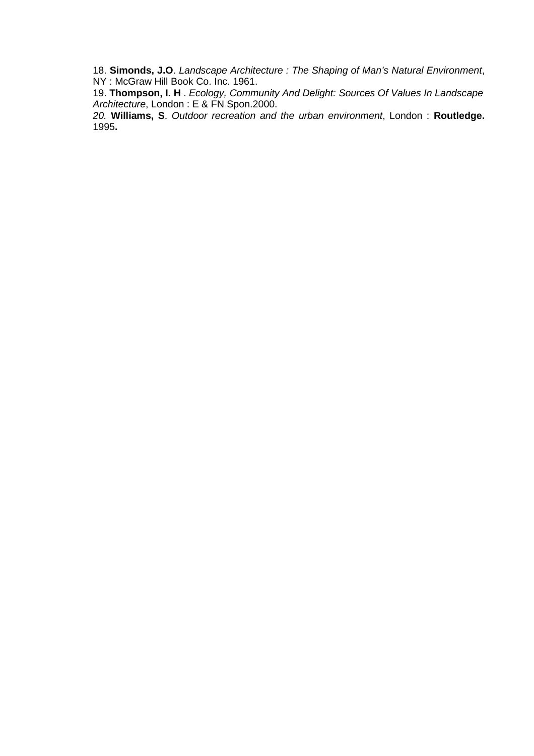18. **Simonds, J.O**. *Landscape Architecture : The Shaping of Man's Natural Environment*, NY : McGraw Hill Book Co. Inc. 1961.

19. **Thompson, I. H** . *Ecology, Community And Delight: Sources Of Values In Landscape Architecture*, London : E & FN Spon.2000.

*20.* **Williams, S**. *Outdoor recreation and the urban environment*, London : **Routledge.** 1995**.**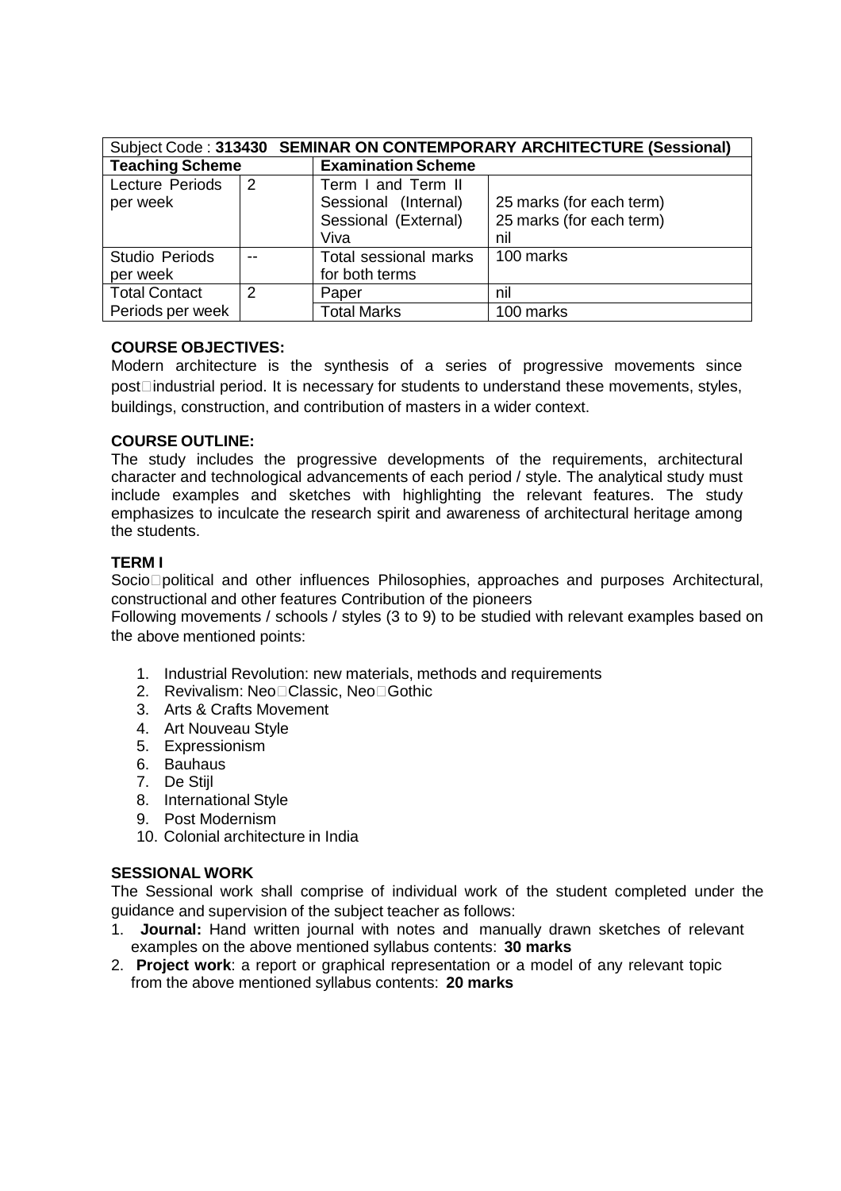| Subject Code : **313430 SEMINAR ON CONTEMPORARY ARCHITECTURE (Sessional)** | | | |
|---|---|---|---|
| **Teaching Scheme** | | **Examination Scheme** | |
| Lecture Periods per week | 2 | Term I and Term II<br>Sessional (Internal)<br>Sessional (External)<br>Viva | <br>25 marks (for each term)<br>25 marks (for each term)<br>nil |
| Studio Periods per week | -- | Total sessional marks for both terms | 100 marks |
| Total Contact Periods per week | 2 | Paper | nil |
| | | Total Marks | 100 marks |

**COURSE OBJECTIVES:**

Modern architecture is the synthesis of a series of progressive movements since post-industrial period. It is necessary for students to understand these movements, styles, buildings, construction, and contribution of masters in a wider context.

**COURSE OUTLINE:**

The study includes the progressive developments of the requirements, architectural character and technological advancements of each period / style. The analytical study must include examples and sketches with highlighting the relevant features. The study emphasizes to inculcate the research spirit and awareness of architectural heritage among the students.

**TERM I**

Socio-political and other influences Philosophies, approaches and purposes Architectural, constructional and other features Contribution of the pioneers

Following movements / schools / styles (3 to 9) to be studied with relevant examples based on the above mentioned points:

1. Industrial Revolution: new materials, methods and requirements
2. Revivalism: Neo-Classic, Neo-Gothic
3. Arts & Crafts Movement
4. Art Nouveau Style
5. Expressionism
6. Bauhaus
7. De Stijl
8. International Style
9. Post Modernism
10. Colonial architecture in India

**SESSIONAL WORK**

The Sessional work shall comprise of individual work of the student completed under the guidance and supervision of the subject teacher as follows:

1. **Journal:** Hand written journal with notes and manually drawn sketches of relevant examples on the above mentioned syllabus contents: **30 marks**
2. **Project work**: a report or graphical representation or a model of any relevant topic from the above mentioned syllabus contents: **20 marks**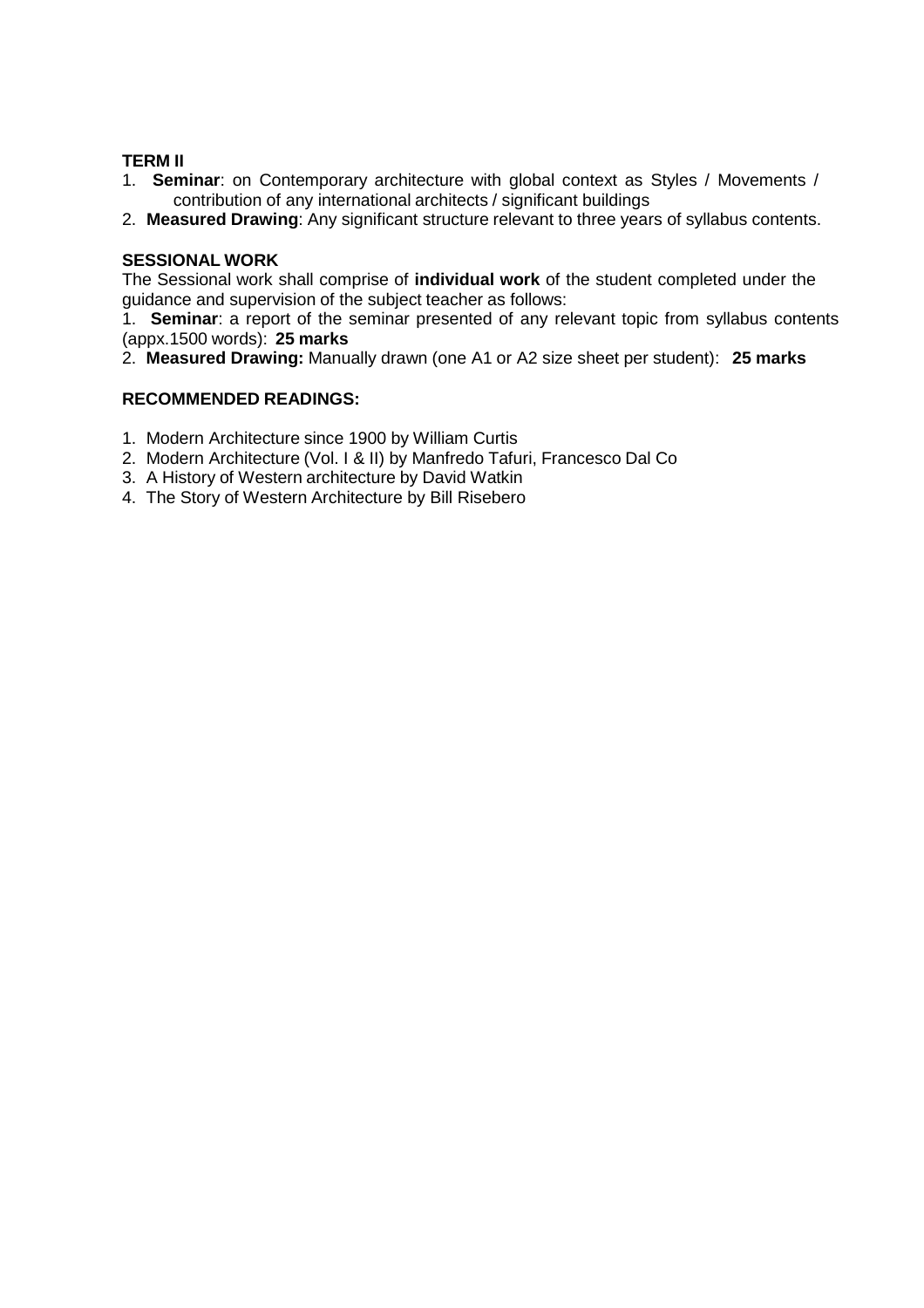**TERM II**

1. **Seminar**: on Contemporary architecture with global context as Styles / Movements / contribution of any international architects / significant buildings
2. **Measured Drawing**: Any significant structure relevant to three years of syllabus contents.

**SESSIONAL WORK**

The Sessional work shall comprise of **individual work** of the student completed under the guidance and supervision of the subject teacher as follows:

1. **Seminar**: a report of the seminar presented of any relevant topic from syllabus contents (appx.1500 words): **25 marks**
2. **Measured Drawing:** Manually drawn (one A1 or A2 size sheet per student): **25 marks**

**RECOMMENDED READINGS:**

1. Modern Architecture since 1900 by William Curtis
2. Modern Architecture (Vol. I & II) by Manfredo Tafuri, Francesco Dal Co
3. A History of Western architecture by David Watkin
4. The Story of Western Architecture by Bill Risebero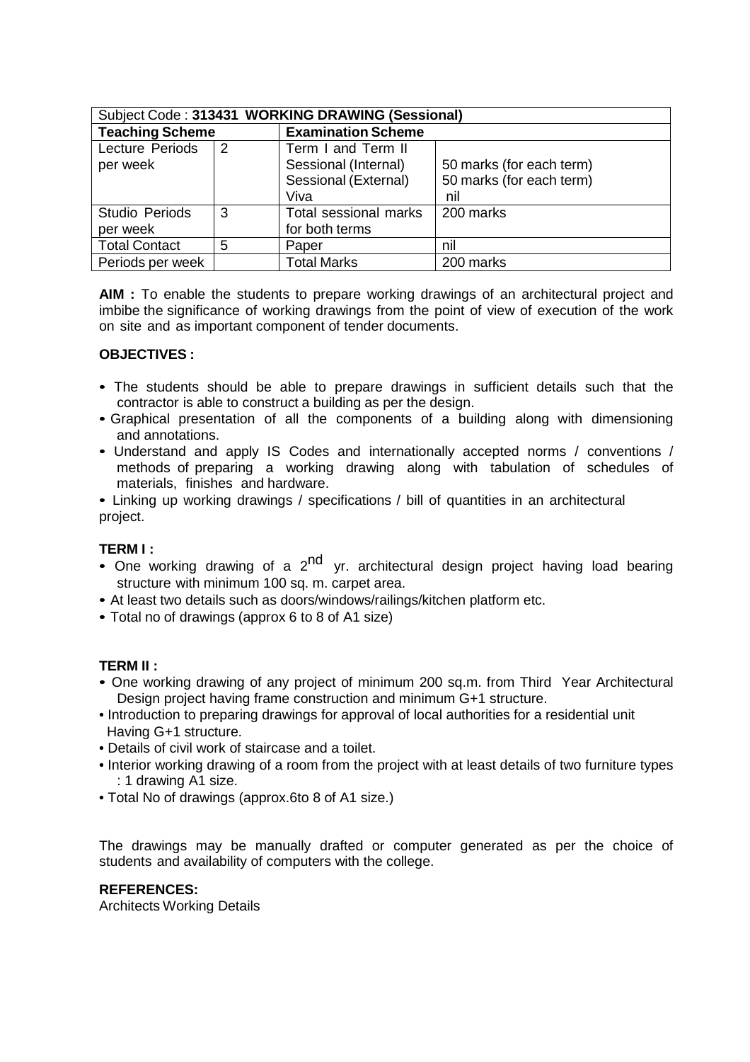| Subject Code : **313431 WORKING DRAWING (Sessional)** | | | |
|---|---|---|---|
| **Teaching Scheme** | | **Examination Scheme** | |
| Lecture Periods per week | 2 | Term I and Term II<br>Sessional (Internal)<br>Sessional (External)<br>Viva | <br>50 marks (for each term)<br>50 marks (for each term)<br>nil |
| Studio Periods per week | 3 | Total sessional marks for both terms | 200 marks |
| Total Contact | 5 | Paper | nil |
| Periods per week | | Total Marks | 200 marks |

**AIM :** To enable the students to prepare working drawings of an architectural project and imbibe the significance of working drawings from the point of view of execution of the work on site and as important component of tender documents.

**OBJECTIVES :**

- The students should be able to prepare drawings in sufficient details such that the contractor is able to construct a building as per the design.
- Graphical presentation of all the components of a building along with dimensioning and annotations.
- Understand and apply IS Codes and internationally accepted norms / conventions / methods of preparing a working drawing along with tabulation of schedules of materials, finishes and hardware.
- Linking up working drawings / specifications / bill of quantities in an architectural project.

**TERM I :**

- One working drawing of a 2nd yr. architectural design project having load bearing structure with minimum 100 sq. m. carpet area.
- At least two details such as doors/windows/railings/kitchen platform etc.
- Total no of drawings (approx 6 to 8 of A1 size)

**TERM II :**

- One working drawing of any project of minimum 200 sq.m. from Third Year Architectural Design project having frame construction and minimum G+1 structure.
- Introduction to preparing drawings for approval of local authorities for a residential unit Having G+1 structure.
- Details of civil work of staircase and a toilet.
- Interior working drawing of a room from the project with at least details of two furniture types : 1 drawing A1 size.
- Total No of drawings (approx.6to 8 of A1 size.)

The drawings may be manually drafted or computer generated as per the choice of students and availability of computers with the college.

**REFERENCES:**

Architects Working Details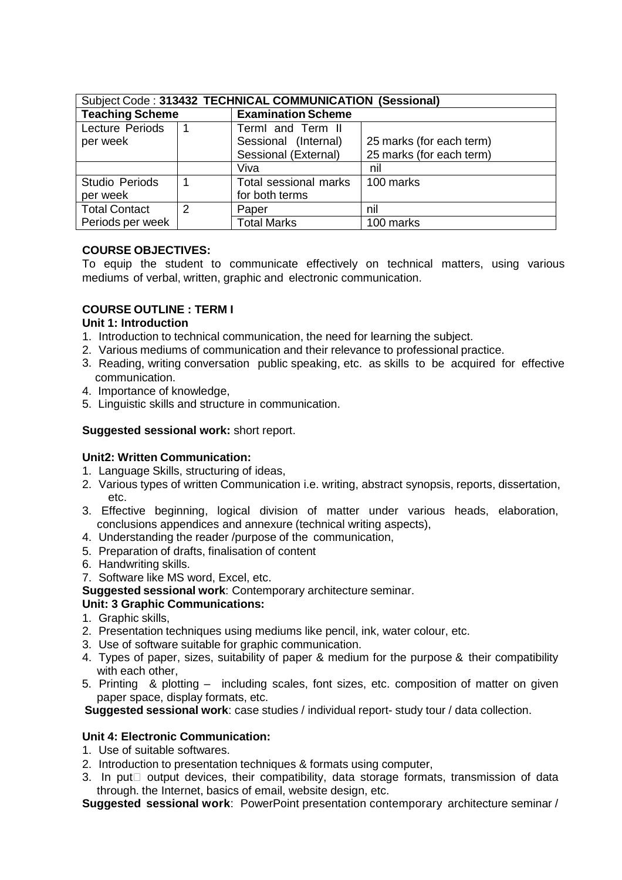| Subject Code : **313432 TECHNICAL COMMUNICATION (Sessional)** | | | |
|---|---|---|---|
| **Teaching Scheme** | | **Examination Scheme** | |
| Lecture Periods per week | 1 | TermI and Term II Sessional (Internal) Sessional (External) | 25 marks (for each term) 25 marks (for each term) |
| | | Viva | nil |
| Studio Periods per week | 1 | Total sessional marks for both terms | 100 marks |
| Total Contact Periods per week | 2 | Paper | nil |
| | | Total Marks | 100 marks |

**COURSE OBJECTIVES:**

To equip the student to communicate effectively on technical matters, using various mediums of verbal, written, graphic and electronic communication.

**COURSE OUTLINE : TERM I**

**Unit 1: Introduction**

1. Introduction to technical communication, the need for learning the subject.
2. Various mediums of communication and their relevance to professional practice.
3. Reading, writing conversation public speaking, etc. as skills to be acquired for effective communication.
4. Importance of knowledge,
5. Linguistic skills and structure in communication.

**Suggested sessional work:** short report.

**Unit2: Written Communication:**

1. Language Skills, structuring of ideas,
2. Various types of written Communication i.e. writing, abstract synopsis, reports, dissertation, etc.
3. Effective beginning, logical division of matter under various heads, elaboration, conclusions appendices and annexure (technical writing aspects),
4. Understanding the reader /purpose of the communication,
5. Preparation of drafts, finalisation of content
6. Handwriting skills.
7. Software like MS word, Excel, etc.

**Suggested sessional work**: Contemporary architecture seminar.

**Unit: 3 Graphic Communications:**

1. Graphic skills,
2. Presentation techniques using mediums like pencil, ink, water colour, etc.
3. Use of software suitable for graphic communication.
4. Types of paper, sizes, suitability of paper & medium for the purpose & their compatibility with each other,
5. Printing & plotting – including scales, font sizes, etc. composition of matter on given paper space, display formats, etc.

**Suggested sessional work**: case studies / individual report- study tour / data collection.

**Unit 4: Electronic Communication:**

1. Use of suitable softwares.
2. Introduction to presentation techniques & formats using computer,
3. In put output devices, their compatibility, data storage formats, transmission of data through. the Internet, basics of email, website design, etc.

**Suggested sessional work**: PowerPoint presentation contemporary architecture seminar /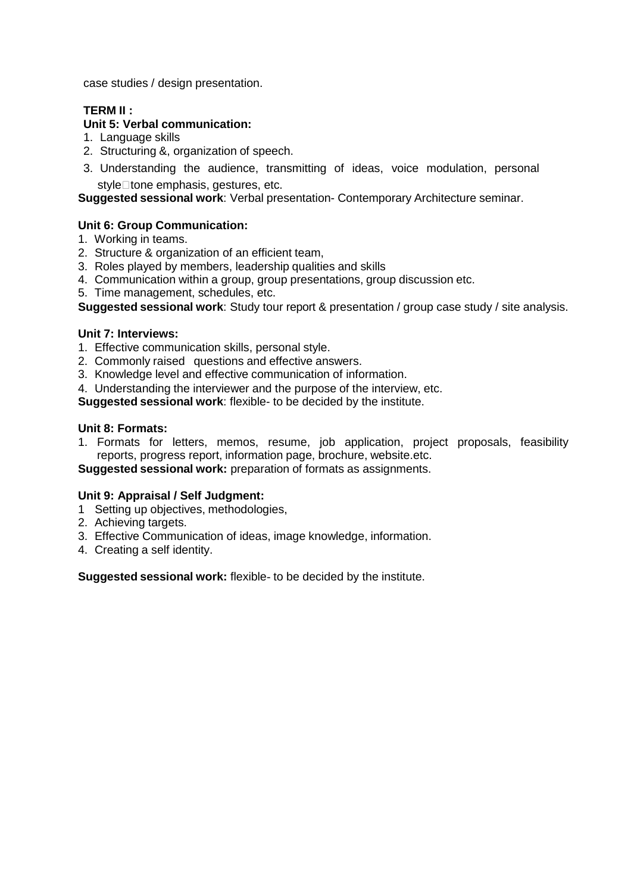case studies / design presentation.

**TERM II :**

**Unit 5: Verbal communication:**

1. Language skills
2. Structuring &, organization of speech.
3. Understanding the audience, transmitting of ideas, voice modulation, personal style tone emphasis, gestures, etc.

**Suggested sessional work**: Verbal presentation- Contemporary Architecture seminar.

**Unit 6: Group Communication:**

1. Working in teams.
2. Structure & organization of an efficient team,
3. Roles played by members, leadership qualities and skills
4. Communication within a group, group presentations, group discussion etc.
5. Time management, schedules, etc.

**Suggested sessional work**: Study tour report & presentation / group case study / site analysis.

**Unit 7: Interviews:**

1. Effective communication skills, personal style.
2. Commonly raised questions and effective answers.
3. Knowledge level and effective communication of information.
4. Understanding the interviewer and the purpose of the interview, etc.

**Suggested sessional work**: flexible- to be decided by the institute.

**Unit 8: Formats:**

1. Formats for letters, memos, resume, job application, project proposals, feasibility reports, progress report, information page, brochure, website.etc.

**Suggested sessional work:** preparation of formats as assignments.

**Unit 9: Appraisal / Self Judgment:**

1 Setting up objectives, methodologies,
2. Achieving targets.
3. Effective Communication of ideas, image knowledge, information.
4. Creating a self identity.

**Suggested sessional work:** flexible- to be decided by the institute.